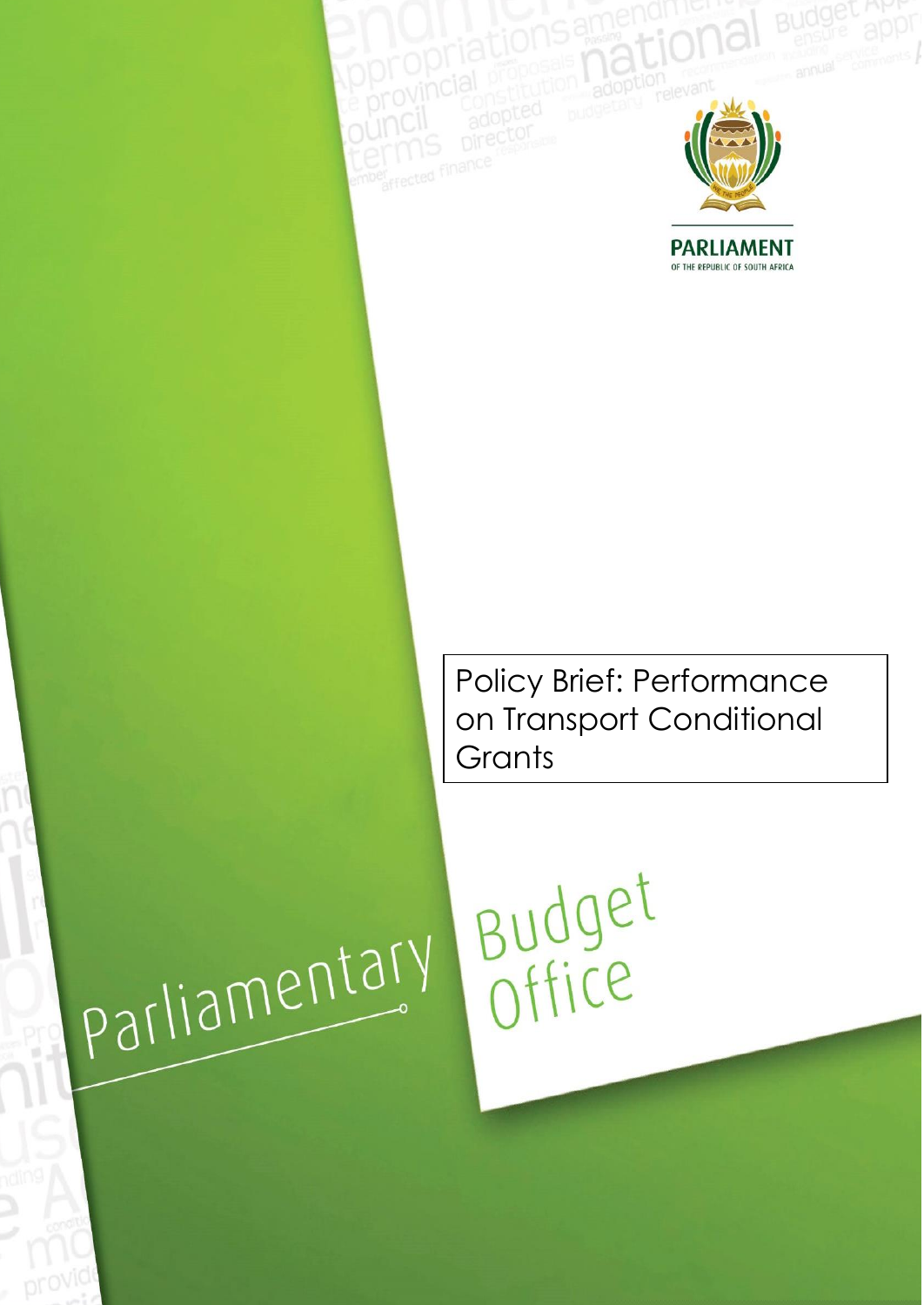PARLIAMENT

OF THE REPUBLIC OF SOUTH AFRICA

# Policy Brief: Performance on Transport Conditional Grants

Parliamentary Budget Office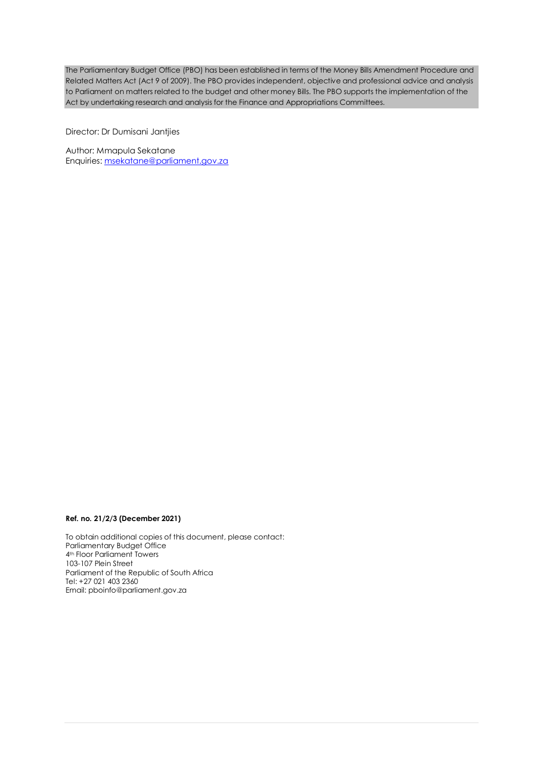The Parliamentary Budget Office (PBO) has been established in terms of the Money Bills Amendment Procedure and Related Matters Act (Act 9 of 2009). The PBO provides independent, objective and professional advice and analysis to Parliament on matters related to the budget and other money Bills. The PBO supports the implementation of the Act by undertaking research and analysis for the Finance and Appropriations Committees.

Director: Dr Dumisani Jantjies

Author: Mmapula Sekatane
Enquiries: msekatane@parliament.gov.za

**Ref. no. 21/2/3 (December 2021)**

To obtain additional copies of this document, please contact:
Parliamentary Budget Office
4th Floor Parliament Towers
103-107 Plein Street
Parliament of the Republic of South Africa
Tel: +27 021 403 2360
Email: pboinfo@parliament.gov.za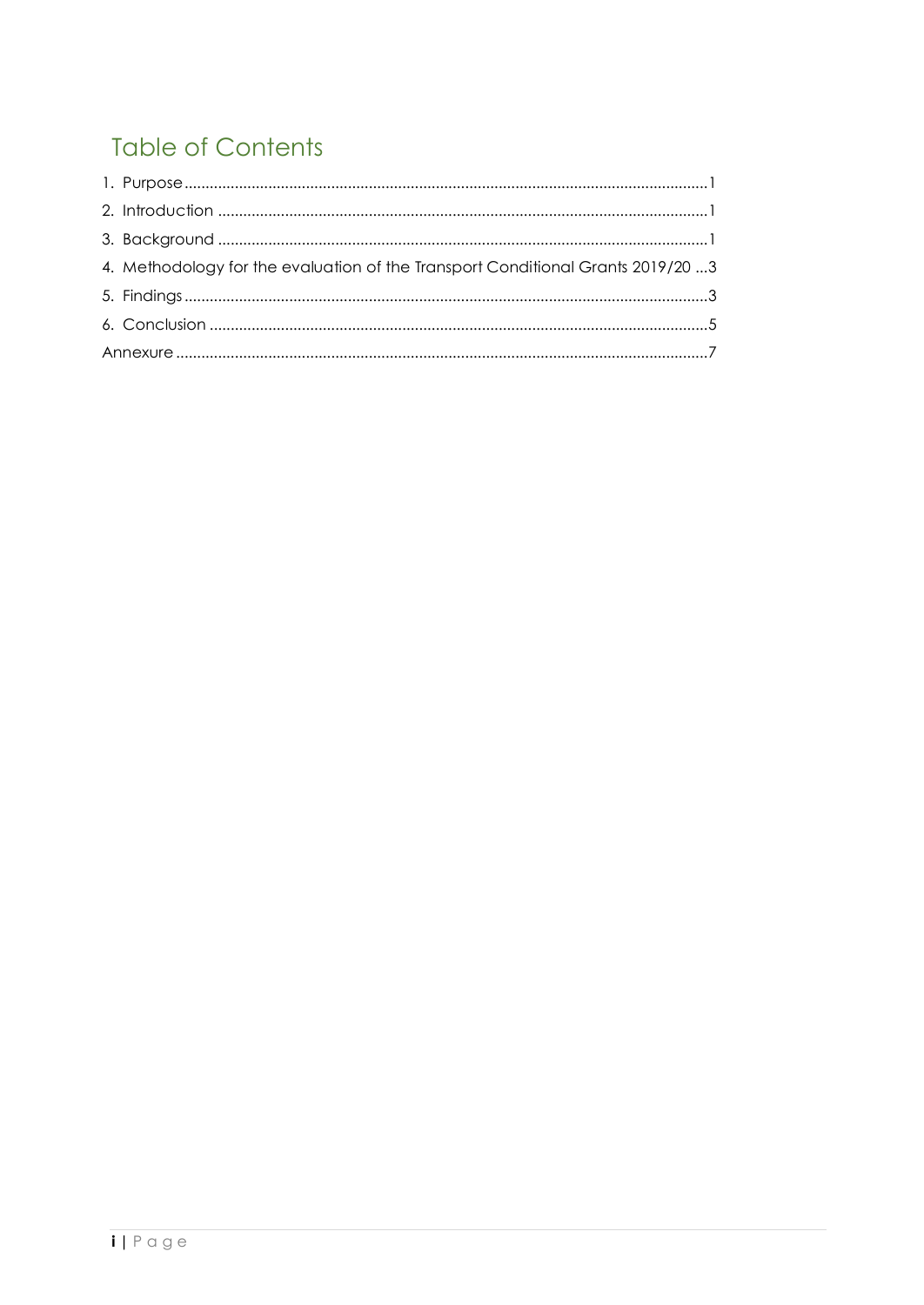# Table of Contents

1. Purpose ........................................................................................................................1
2. Introduction ..................................................................................................................1
3. Background ..................................................................................................................1
4. Methodology for the evaluation of the Transport Conditional Grants 2019/20 ...3
5. Findings ........................................................................................................................3
6. Conclusion ....................................................................................................................5

Annexure ..........................................................................................................................7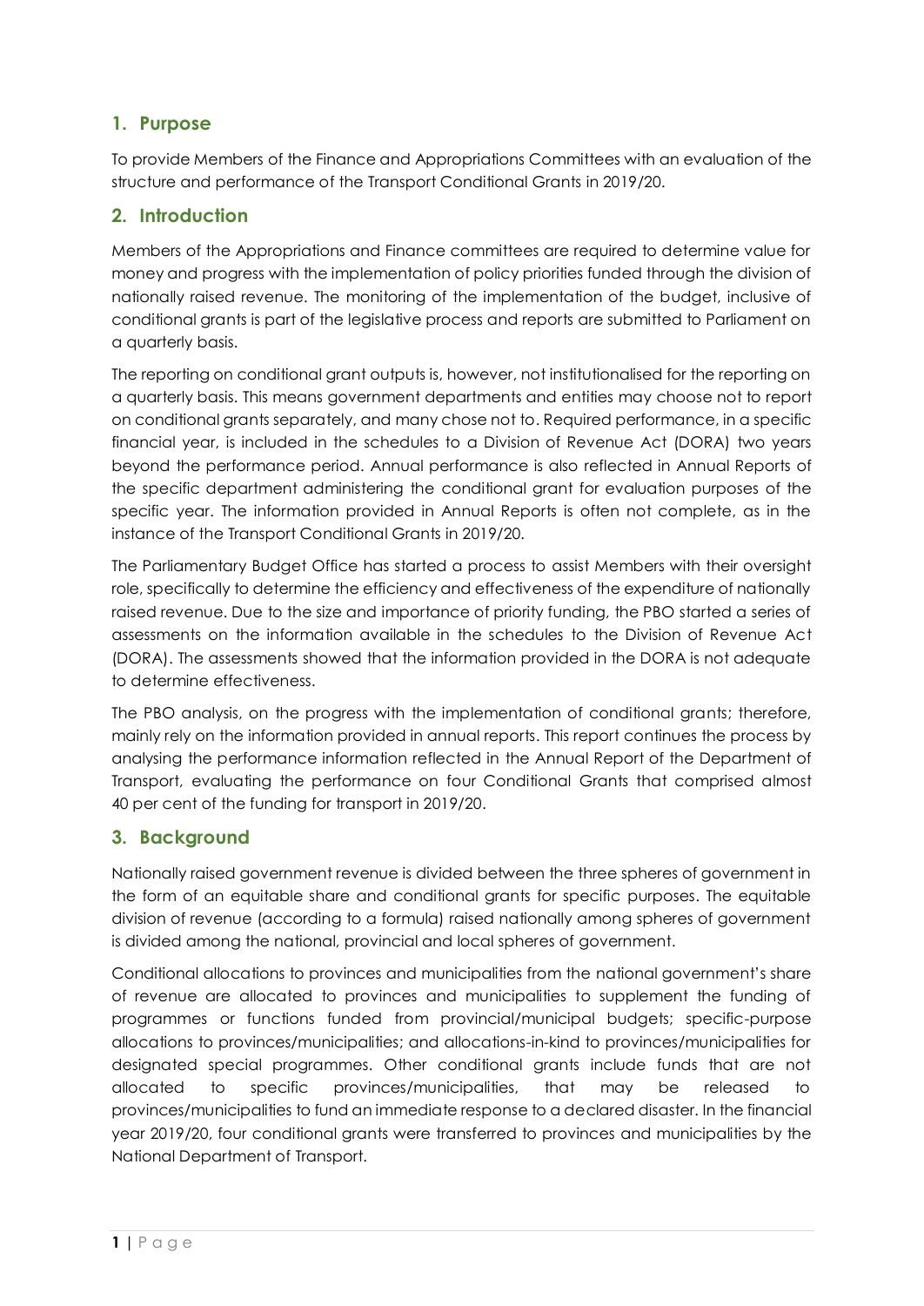## 1. Purpose

To provide Members of the Finance and Appropriations Committees with an evaluation of the structure and performance of the Transport Conditional Grants in 2019/20.

## 2. Introduction

Members of the Appropriations and Finance committees are required to determine value for money and progress with the implementation of policy priorities funded through the division of nationally raised revenue. The monitoring of the implementation of the budget, inclusive of conditional grants is part of the legislative process and reports are submitted to Parliament on a quarterly basis.

The reporting on conditional grant outputs is, however, not institutionalised for the reporting on a quarterly basis. This means government departments and entities may choose not to report on conditional grants separately, and many chose not to. Required performance, in a specific financial year, is included in the schedules to a Division of Revenue Act (DORA) two years beyond the performance period. Annual performance is also reflected in Annual Reports of the specific department administering the conditional grant for evaluation purposes of the specific year. The information provided in Annual Reports is often not complete, as in the instance of the Transport Conditional Grants in 2019/20.

The Parliamentary Budget Office has started a process to assist Members with their oversight role, specifically to determine the efficiency and effectiveness of the expenditure of nationally raised revenue. Due to the size and importance of priority funding, the PBO started a series of assessments on the information available in the schedules to the Division of Revenue Act (DORA). The assessments showed that the information provided in the DORA is not adequate to determine effectiveness.

The PBO analysis, on the progress with the implementation of conditional grants; therefore, mainly rely on the information provided in annual reports. This report continues the process by analysing the performance information reflected in the Annual Report of the Department of Transport, evaluating the performance on four Conditional Grants that comprised almost 40 per cent of the funding for transport in 2019/20.

## 3. Background

Nationally raised government revenue is divided between the three spheres of government in the form of an equitable share and conditional grants for specific purposes. The equitable division of revenue (according to a formula) raised nationally among spheres of government is divided among the national, provincial and local spheres of government.

Conditional allocations to provinces and municipalities from the national government's share of revenue are allocated to provinces and municipalities to supplement the funding of programmes or functions funded from provincial/municipal budgets; specific-purpose allocations to provinces/municipalities; and allocations-in-kind to provinces/municipalities for designated special programmes. Other conditional grants include funds that are not allocated to specific provinces/municipalities, that may be released to provinces/municipalities to fund an immediate response to a declared disaster. In the financial year 2019/20, four conditional grants were transferred to provinces and municipalities by the National Department of Transport.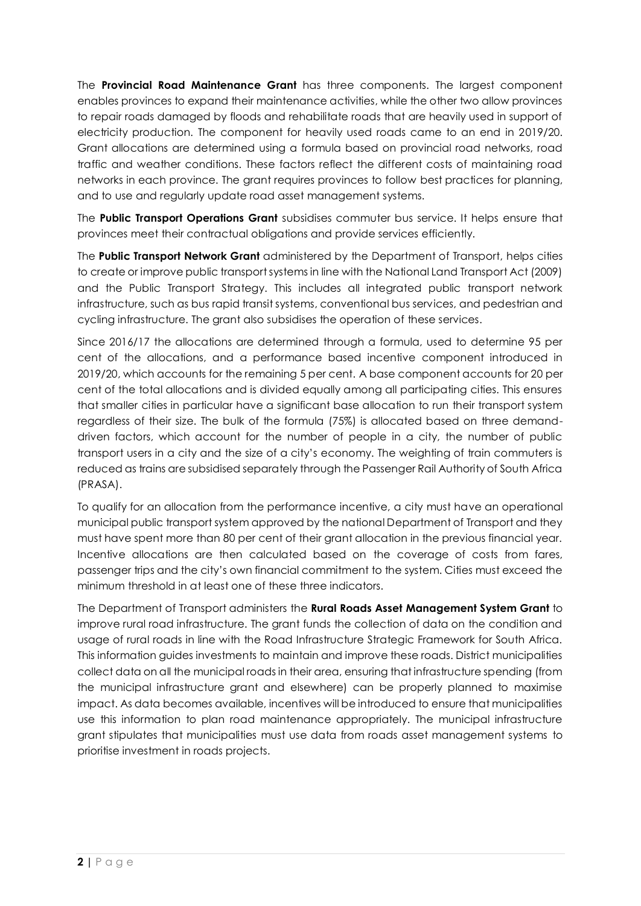The **Provincial Road Maintenance Grant** has three components. The largest component enables provinces to expand their maintenance activities, while the other two allow provinces to repair roads damaged by floods and rehabilitate roads that are heavily used in support of electricity production. The component for heavily used roads came to an end in 2019/20. Grant allocations are determined using a formula based on provincial road networks, road traffic and weather conditions. These factors reflect the different costs of maintaining road networks in each province. The grant requires provinces to follow best practices for planning, and to use and regularly update road asset management systems.

The **Public Transport Operations Grant** subsidises commuter bus service. It helps ensure that provinces meet their contractual obligations and provide services efficiently.

The **Public Transport Network Grant** administered by the Department of Transport, helps cities to create or improve public transport systems in line with the National Land Transport Act (2009) and the Public Transport Strategy. This includes all integrated public transport network infrastructure, such as bus rapid transit systems, conventional bus services, and pedestrian and cycling infrastructure. The grant also subsidises the operation of these services.

Since 2016/17 the allocations are determined through a formula, used to determine 95 per cent of the allocations, and a performance based incentive component introduced in 2019/20, which accounts for the remaining 5 per cent. A base component accounts for 20 per cent of the total allocations and is divided equally among all participating cities. This ensures that smaller cities in particular have a significant base allocation to run their transport system regardless of their size. The bulk of the formula (75%) is allocated based on three demand-driven factors, which account for the number of people in a city, the number of public transport users in a city and the size of a city's economy. The weighting of train commuters is reduced as trains are subsidised separately through the Passenger Rail Authority of South Africa (PRASA).

To qualify for an allocation from the performance incentive, a city must have an operational municipal public transport system approved by the national Department of Transport and they must have spent more than 80 per cent of their grant allocation in the previous financial year. Incentive allocations are then calculated based on the coverage of costs from fares, passenger trips and the city's own financial commitment to the system. Cities must exceed the minimum threshold in at least one of these three indicators.

The Department of Transport administers the **Rural Roads Asset Management System Grant** to improve rural road infrastructure. The grant funds the collection of data on the condition and usage of rural roads in line with the Road Infrastructure Strategic Framework for South Africa. This information guides investments to maintain and improve these roads. District municipalities collect data on all the municipal roads in their area, ensuring that infrastructure spending (from the municipal infrastructure grant and elsewhere) can be properly planned to maximise impact. As data becomes available, incentives will be introduced to ensure that municipalities use this information to plan road maintenance appropriately. The municipal infrastructure grant stipulates that municipalities must use data from roads asset management systems to prioritise investment in roads projects.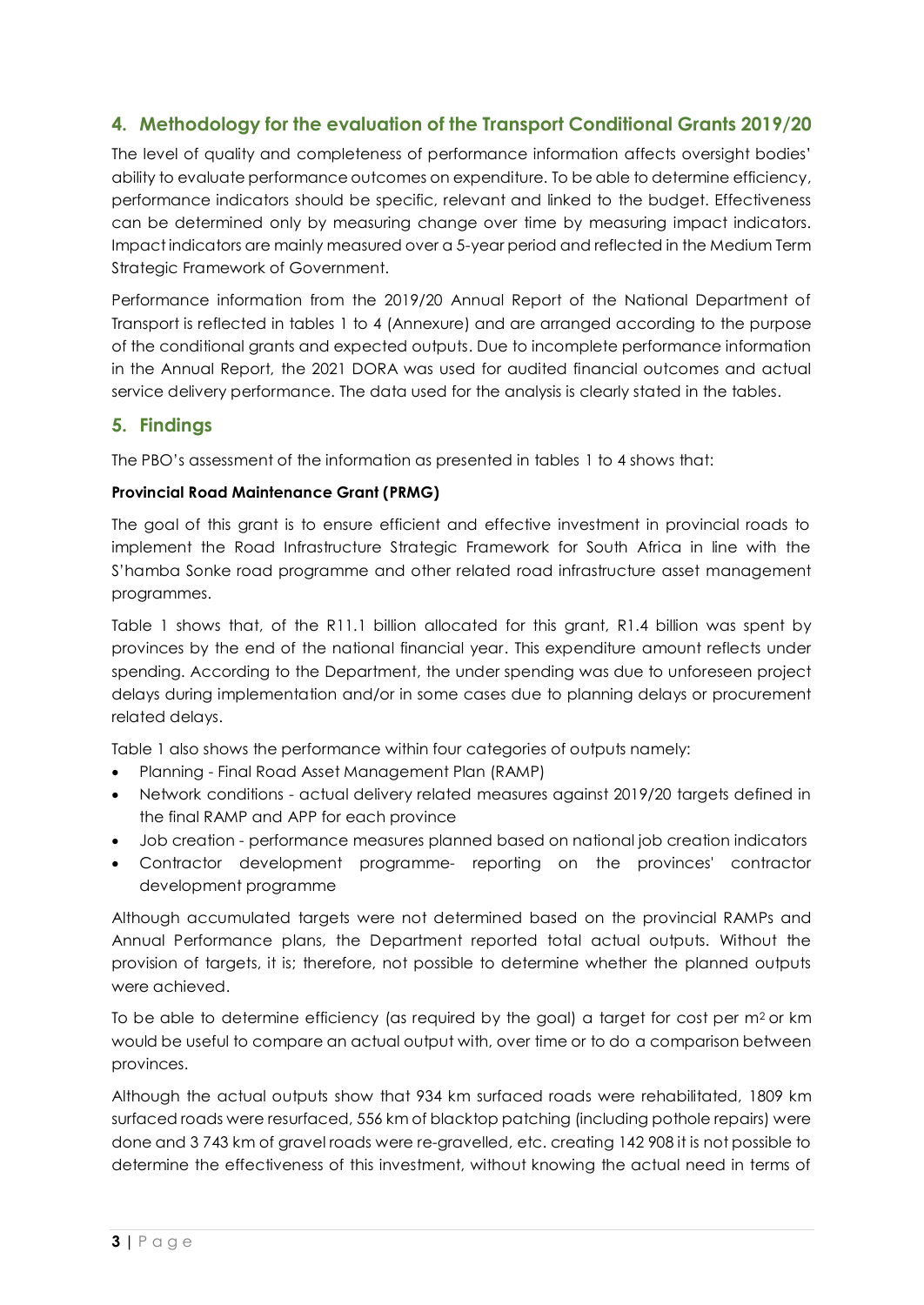## 4. Methodology for the evaluation of the Transport Conditional Grants 2019/20

The level of quality and completeness of performance information affects oversight bodies' ability to evaluate performance outcomes on expenditure. To be able to determine efficiency, performance indicators should be specific, relevant and linked to the budget. Effectiveness can be determined only by measuring change over time by measuring impact indicators. Impact indicators are mainly measured over a 5-year period and reflected in the Medium Term Strategic Framework of Government.

Performance information from the 2019/20 Annual Report of the National Department of Transport is reflected in tables 1 to 4 (Annexure) and are arranged according to the purpose of the conditional grants and expected outputs. Due to incomplete performance information in the Annual Report, the 2021 DORA was used for audited financial outcomes and actual service delivery performance. The data used for the analysis is clearly stated in the tables.

## 5. Findings

The PBO's assessment of the information as presented in tables 1 to 4 shows that:

**Provincial Road Maintenance Grant (PRMG)**

The goal of this grant is to ensure efficient and effective investment in provincial roads to implement the Road Infrastructure Strategic Framework for South Africa in line with the S'hamba Sonke road programme and other related road infrastructure asset management programmes.

Table 1 shows that, of the R11.1 billion allocated for this grant, R1.4 billion was spent by provinces by the end of the national financial year. This expenditure amount reflects under spending. According to the Department, the under spending was due to unforeseen project delays during implementation and/or in some cases due to planning delays or procurement related delays.

Table 1 also shows the performance within four categories of outputs namely:

- Planning - Final Road Asset Management Plan (RAMP)
- Network conditions - actual delivery related measures against 2019/20 targets defined in the final RAMP and APP for each province
- Job creation - performance measures planned based on national job creation indicators
- Contractor development programme- reporting on the provinces' contractor development programme

Although accumulated targets were not determined based on the provincial RAMPs and Annual Performance plans, the Department reported total actual outputs. Without the provision of targets, it is; therefore, not possible to determine whether the planned outputs were achieved.

To be able to determine efficiency (as required by the goal) a target for cost per $m^2$ or km would be useful to compare an actual output with, over time or to do a comparison between provinces.

Although the actual outputs show that 934 km surfaced roads were rehabilitated, 1809 km surfaced roads were resurfaced, 556 km of blacktop patching (including pothole repairs) were done and 3 743 km of gravel roads were re-gravelled, etc. creating 142 908 it is not possible to determine the effectiveness of this investment, without knowing the actual need in terms of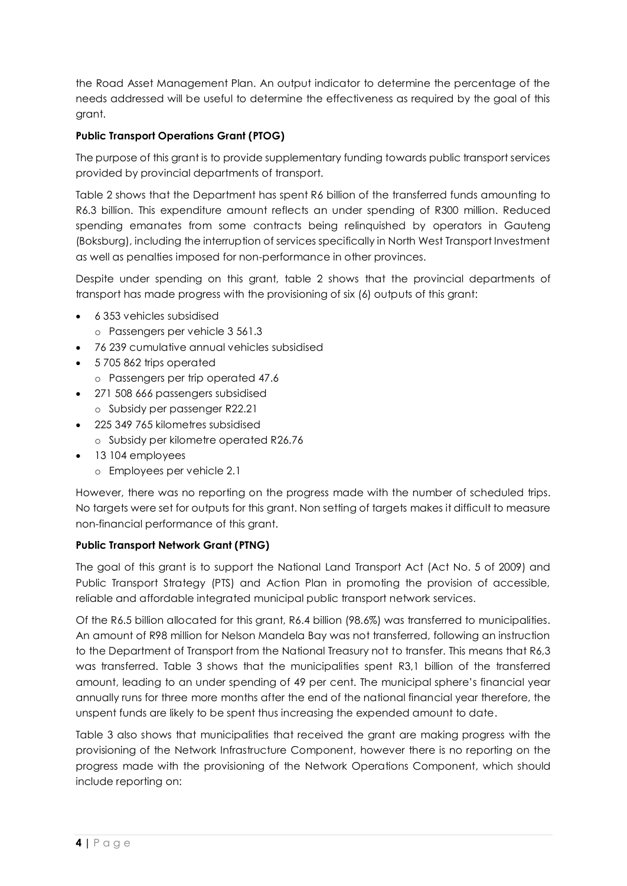the Road Asset Management Plan. An output indicator to determine the percentage of the needs addressed will be useful to determine the effectiveness as required by the goal of this grant.

**Public Transport Operations Grant (PTOG)**

The purpose of this grant is to provide supplementary funding towards public transport services provided by provincial departments of transport.

Table 2 shows that the Department has spent R6 billion of the transferred funds amounting to R6.3 billion. This expenditure amount reflects an under spending of R300 million. Reduced spending emanates from some contracts being relinquished by operators in Gauteng (Boksburg), including the interruption of services specifically in North West Transport Investment as well as penalties imposed for non-performance in other provinces.

Despite under spending on this grant, table 2 shows that the provincial departments of transport has made progress with the provisioning of six (6) outputs of this grant:

- 6 353 vehicles subsidised
  - Passengers per vehicle 3 561.3
- 76 239 cumulative annual vehicles subsidised
- 5 705 862 trips operated
  - Passengers per trip operated 47.6
- 271 508 666 passengers subsidised
  - Subsidy per passenger R22.21
- 225 349 765 kilometres subsidised
  - Subsidy per kilometre operated R26.76
- 13 104 employees
  - Employees per vehicle 2.1

However, there was no reporting on the progress made with the number of scheduled trips. No targets were set for outputs for this grant. Non setting of targets makes it difficult to measure non-financial performance of this grant.

**Public Transport Network Grant (PTNG)**

The goal of this grant is to support the National Land Transport Act (Act No. 5 of 2009) and Public Transport Strategy (PTS) and Action Plan in promoting the provision of accessible, reliable and affordable integrated municipal public transport network services.

Of the R6.5 billion allocated for this grant, R6.4 billion (98.6%) was transferred to municipalities. An amount of R98 million for Nelson Mandela Bay was not transferred, following an instruction to the Department of Transport from the National Treasury not to transfer. This means that R6,3 was transferred. Table 3 shows that the municipalities spent R3,1 billion of the transferred amount, leading to an under spending of 49 per cent. The municipal sphere's financial year annually runs for three more months after the end of the national financial year therefore, the unspent funds are likely to be spent thus increasing the expended amount to date.

Table 3 also shows that municipalities that received the grant are making progress with the provisioning of the Network Infrastructure Component, however there is no reporting on the progress made with the provisioning of the Network Operations Component, which should include reporting on: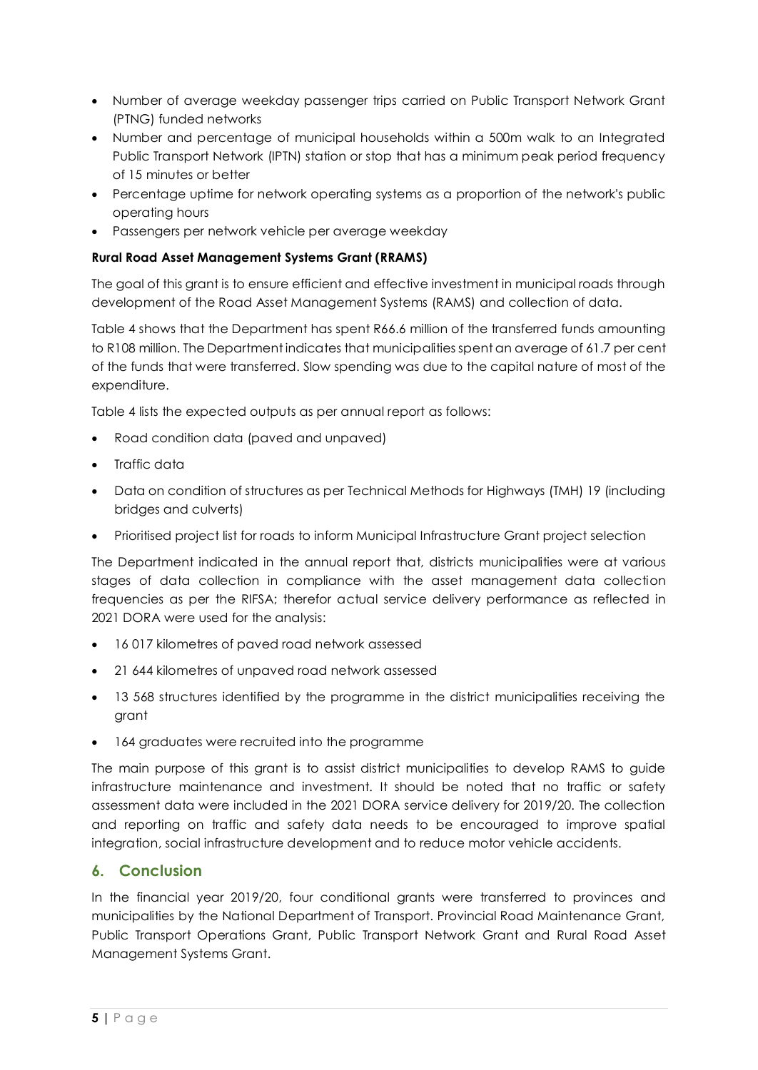- Number of average weekday passenger trips carried on Public Transport Network Grant (PTNG) funded networks
- Number and percentage of municipal households within a 500m walk to an Integrated Public Transport Network (IPTN) station or stop that has a minimum peak period frequency of 15 minutes or better
- Percentage uptime for network operating systems as a proportion of the network's public operating hours
- Passengers per network vehicle per average weekday

**Rural Road Asset Management Systems Grant (RRAMS)**

The goal of this grant is to ensure efficient and effective investment in municipal roads through development of the Road Asset Management Systems (RAMS) and collection of data.

Table 4 shows that the Department has spent R66.6 million of the transferred funds amounting to R108 million. The Department indicates that municipalities spent an average of 61.7 per cent of the funds that were transferred. Slow spending was due to the capital nature of most of the expenditure.

Table 4 lists the expected outputs as per annual report as follows:

- Road condition data (paved and unpaved)
- Traffic data
- Data on condition of structures as per Technical Methods for Highways (TMH) 19 (including bridges and culverts)
- Prioritised project list for roads to inform Municipal Infrastructure Grant project selection

The Department indicated in the annual report that, districts municipalities were at various stages of data collection in compliance with the asset management data collection frequencies as per the RIFSA; therefor actual service delivery performance as reflected in 2021 DORA were used for the analysis:

- 16 017 kilometres of paved road network assessed
- 21 644 kilometres of unpaved road network assessed
- 13 568 structures identified by the programme in the district municipalities receiving the grant
- 164 graduates were recruited into the programme

The main purpose of this grant is to assist district municipalities to develop RAMS to guide infrastructure maintenance and investment. It should be noted that no traffic or safety assessment data were included in the 2021 DORA service delivery for 2019/20. The collection and reporting on traffic and safety data needs to be encouraged to improve spatial integration, social infrastructure development and to reduce motor vehicle accidents.

## 6. Conclusion

In the financial year 2019/20, four conditional grants were transferred to provinces and municipalities by the National Department of Transport. Provincial Road Maintenance Grant, Public Transport Operations Grant, Public Transport Network Grant and Rural Road Asset Management Systems Grant.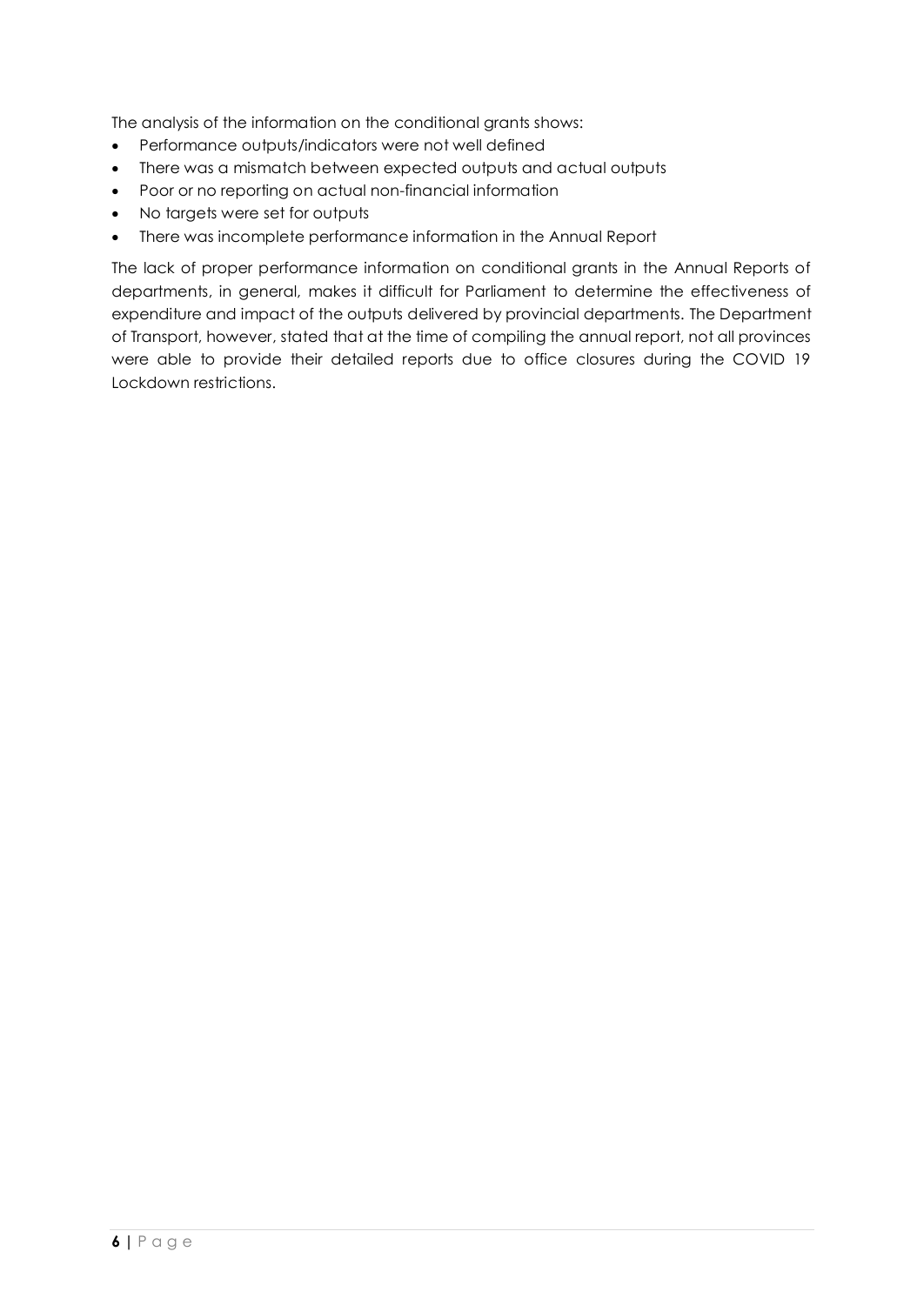The analysis of the information on the conditional grants shows:

- Performance outputs/indicators were not well defined
- There was a mismatch between expected outputs and actual outputs
- Poor or no reporting on actual non-financial information
- No targets were set for outputs
- There was incomplete performance information in the Annual Report

The lack of proper performance information on conditional grants in the Annual Reports of departments, in general, makes it difficult for Parliament to determine the effectiveness of expenditure and impact of the outputs delivered by provincial departments. The Department of Transport, however, stated that at the time of compiling the annual report, not all provinces were able to provide their detailed reports due to office closures during the COVID 19 Lockdown restrictions.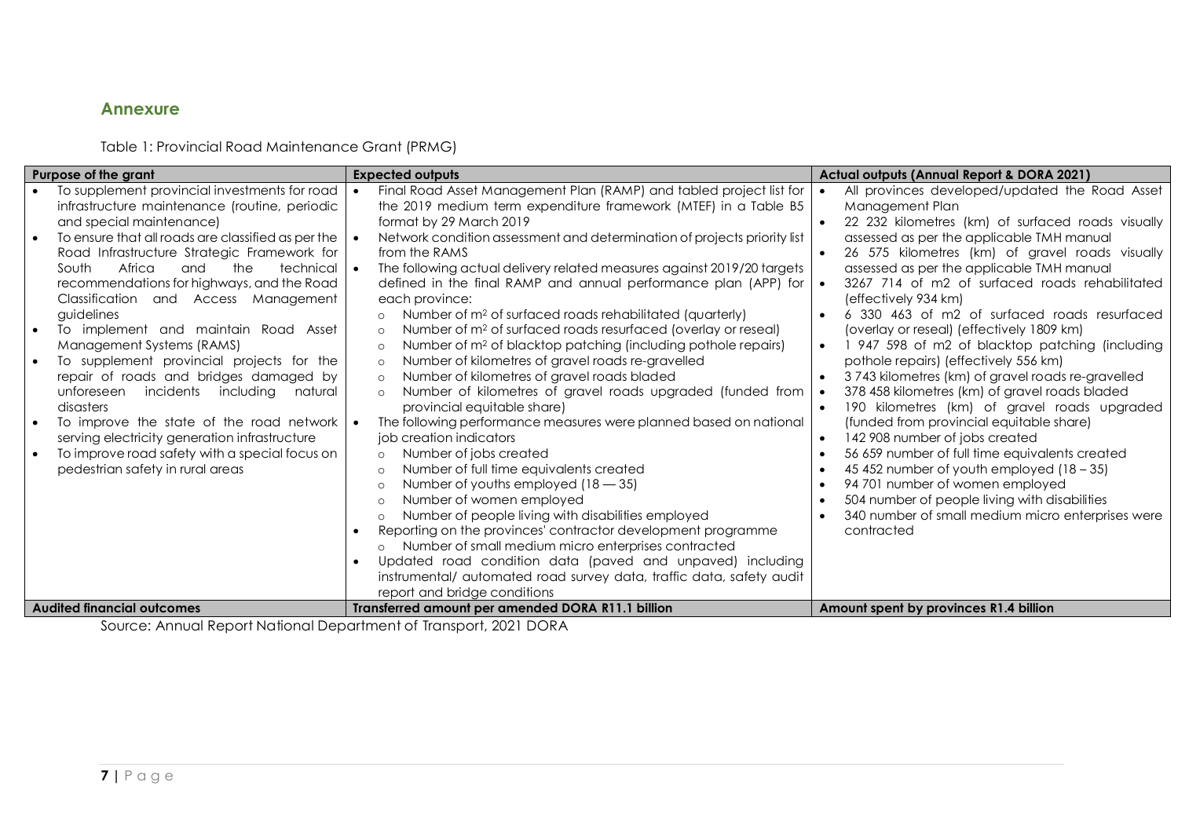## Annexure

Table 1: Provincial Road Maintenance Grant (PRMG)

| Purpose of the grant | Expected outputs | Actual outputs (Annual Report & DORA 2021) |
|---|---|---|
| • To supplement provincial investments for road infrastructure maintenance (routine, periodic and special maintenance)<br>• To ensure that all roads are classified as per the Road Infrastructure Strategic Framework for South Africa and the technical recommendations for highways, and the Road Classification and Access Management guidelines<br>• To implement and maintain Road Asset Management Systems (RAMS)<br>• To supplement provincial projects for the repair of roads and bridges damaged by unforeseen incidents including natural disasters<br>• To improve the state of the road network serving electricity generation infrastructure<br>• To improve road safety with a special focus on pedestrian safety in rural areas | • Final Road Asset Management Plan (RAMP) and tabled project list for the 2019 medium term expenditure framework (MTEF) in a Table B5 format by 29 March 2019<br>• Network condition assessment and determination of projects priority list from the RAMS<br>• The following actual delivery related measures against 2019/20 targets defined in the final RAMP and annual performance plan (APP) for each province:<br>  ○ Number of m² of surfaced roads rehabilitated (quarterly)<br>  ○ Number of m² of surfaced roads resurfaced (overlay or reseal)<br>  ○ Number of m² of blacktop patching (including pothole repairs)<br>  ○ Number of kilometres of gravel roads re-gravelled<br>  ○ Number of kilometres of gravel roads bladed<br>  ○ Number of kilometres of gravel roads upgraded (funded from provincial equitable share)<br>• The following performance measures were planned based on national job creation indicators<br>  ○ Number of jobs created<br>  ○ Number of full time equivalents created<br>  ○ Number of youths employed (18 — 35)<br>  ○ Number of women employed<br>  ○ Number of people living with disabilities employed<br>• Reporting on the provinces' contractor development programme<br>  ○ Number of small medium micro enterprises contracted<br>• Updated road condition data (paved and unpaved) including instrumental/ automated road survey data, traffic data, safety audit report and bridge conditions | • All provinces developed/updated the Road Asset Management Plan<br>• 22 232 kilometres (km) of surfaced roads visually assessed as per the applicable TMH manual<br>• 26 575 kilometres (km) of gravel roads visually assessed as per the applicable TMH manual<br>• 3267 714 of m2 of surfaced roads rehabilitated (effectively 934 km)<br>• 6 330 463 of m2 of surfaced roads resurfaced (overlay or reseal) (effectively 1809 km)<br>• 1 947 598 of m2 of blacktop patching (including pothole repairs) (effectively 556 km)<br>• 3 743 kilometres (km) of gravel roads re-gravelled<br>• 378 458 kilometres (km) of gravel roads bladed<br>• 190 kilometres (km) of gravel roads upgraded (funded from provincial equitable share)<br>• 142 908 number of jobs created<br>• 56 659 number of full time equivalents created<br>• 45 452 number of youth employed (18 – 35)<br>• 94 701 number of women employed<br>• 504 number of people living with disabilities<br>• 340 number of small medium micro enterprises were contracted |
| **Audited financial outcomes** | **Transferred amount per amended DORA R11.1 billion** | **Amount spent by provinces R1.4 billion** |

Source: Annual Report National Department of Transport, 2021 DORA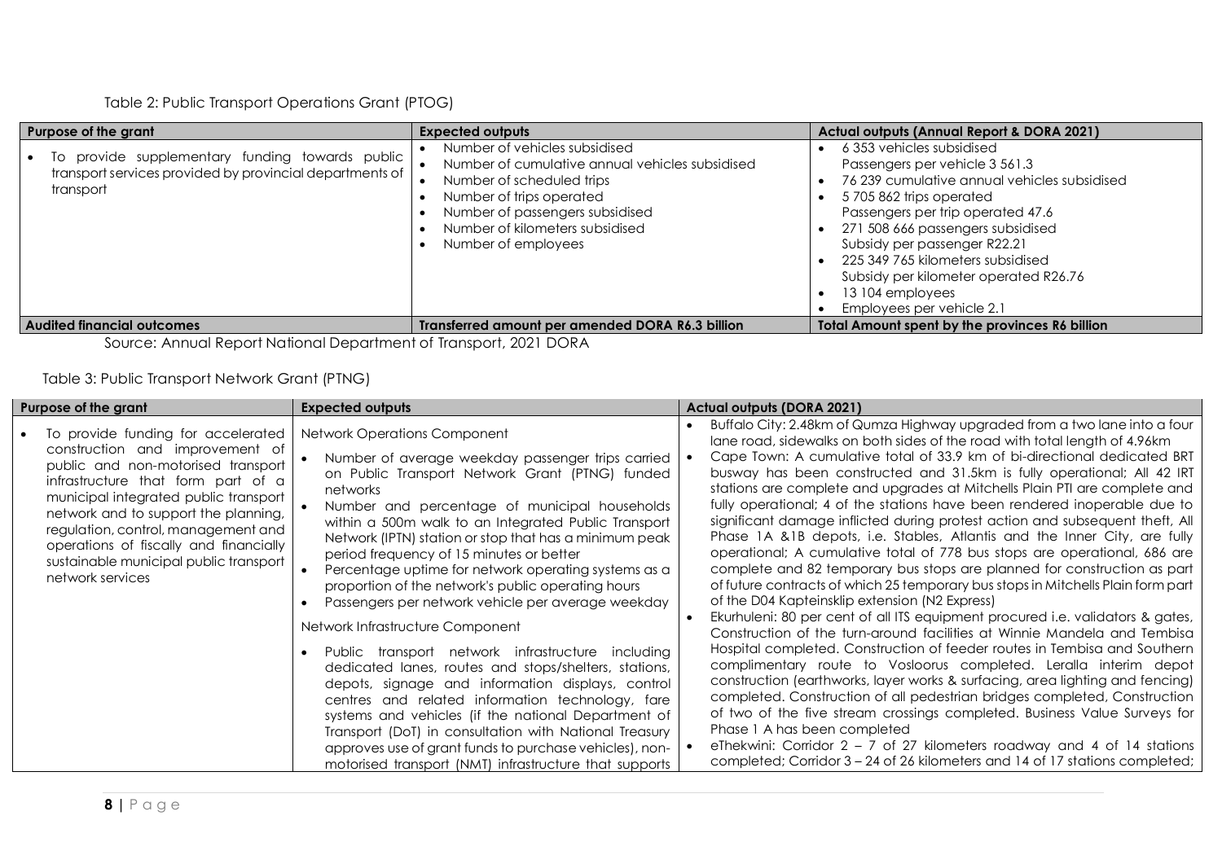Table 2: Public Transport Operations Grant (PTOG)

| Purpose of the grant | Expected outputs | Actual outputs (Annual Report & DORA 2021) |
|---|---|---|
| • To provide supplementary funding towards public transport services provided by provincial departments of transport | • Number of vehicles subsidised<br>• Number of cumulative annual vehicles subsidised<br>• Number of scheduled trips<br>• Number of trips operated<br>• Number of passengers subsidised<br>• Number of kilometers subsidised<br>• Number of employees | • 6 353 vehicles subsidised<br>Passengers per vehicle 3 561.3<br>• 76 239 cumulative annual vehicles subsidised<br>• 5 705 862 trips operated<br>Passengers per trip operated 47.6<br>• 271 508 666 passengers subsidised<br>Subsidy per passenger R22.21<br>• 225 349 765 kilometers subsidised<br>Subsidy per kilometer operated R26.76<br>• 13 104 employees<br>• Employees per vehicle 2.1 |
| **Audited financial outcomes** | **Transferred amount per amended DORA R6.3 billion** | **Total Amount spent by the provinces R6 billion** |

Source: Annual Report National Department of Transport, 2021 DORA

Table 3: Public Transport Network Grant (PTNG)

| Purpose of the grant | Expected outputs | Actual outputs (DORA 2021) |
|---|---|---|
| • To provide funding for accelerated construction and improvement of public and non-motorised transport infrastructure that form part of a municipal integrated public transport network and to support the planning, regulation, control, management and operations of fiscally and financially sustainable municipal public transport network services | Network Operations Component<br>• Number of average weekday passenger trips carried on Public Transport Network Grant (PTNG) funded networks<br>• Number and percentage of municipal households within a 500m walk to an Integrated Public Transport Network (IPTN) station or stop that has a minimum peak period frequency of 15 minutes or better<br>• Percentage uptime for network operating systems as a proportion of the network's public operating hours<br>• Passengers per network vehicle per average weekday<br>Network Infrastructure Component<br>• Public transport network infrastructure including dedicated lanes, routes and stops/shelters, stations, depots, signage and information displays, control centres and related information technology, fare systems and vehicles (if the national Department of Transport (DoT) in consultation with National Treasury approves use of grant funds to purchase vehicles), non-motorised transport (NMT) infrastructure that supports | • Buffalo City: 2.48km of Qumza Highway upgraded from a two lane into a four lane road, sidewalks on both sides of the road with total length of 4.96km<br>• Cape Town: A cumulative total of 33.9 km of bi-directional dedicated BRT busway has been constructed and 31.5km is fully operational; All 42 IRT stations are complete and upgrades at Mitchells Plain PTI are complete and fully operational; 4 of the stations have been rendered inoperable due to significant damage inflicted during protest action and subsequent theft, All Phase 1A &1B depots, i.e. Stables, Atlantis and the Inner City, are fully operational; A cumulative total of 778 bus stops are operational, 686 are complete and 82 temporary bus stops are planned for construction as part of future contracts of which 25 temporary bus stops in Mitchells Plain form part of the D04 Kapteinsklip extension (N2 Express)<br>• Ekurhuleni: 80 per cent of all ITS equipment procured i.e. validators & gates, Construction of the turn-around facilities at Winnie Mandela and Tembisa Hospital completed. Construction of feeder routes in Tembisa and Southern complimentary route to Vosloorus completed. Leralla interim depot construction (earthworks, layer works & surfacing, area lighting and fencing) completed. Construction of all pedestrian bridges completed, Construction of two of the five stream crossings completed. Business Value Surveys for Phase 1 A has been completed<br>• eThekwini: Corridor 2 – 7 of 27 kilometers roadway and 4 of 14 stations completed; Corridor 3 – 24 of 26 kilometers and 14 of 17 stations completed; |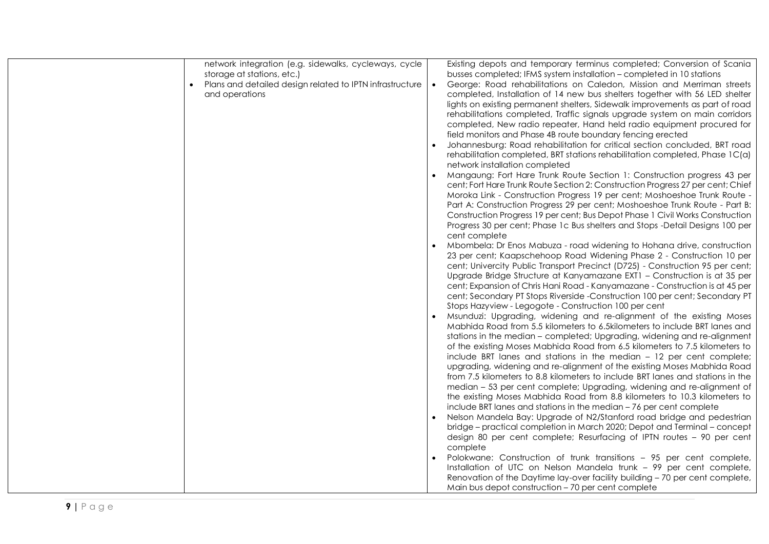| | | |
|---|---|---|
| | network integration (e.g. sidewalks, cycleways, cycle storage at stations, etc.)<br>• Plans and detailed design related to IPTN infrastructure and operations | Existing depots and temporary terminus completed; Conversion of Scania busses completed; IFMS system installation – completed in 10 stations<br>• George: Road rehabilitations on Caledon, Mission and Merriman streets completed, Installation of 14 new bus shelters together with 56 LED shelter lights on existing permanent shelters, Sidewalk improvements as part of road rehabilitations completed, Traffic signals upgrade system on main corridors completed, New radio repeater, Hand held radio equipment procured for field monitors and Phase 4B route boundary fencing erected<br>• Johannesburg: Road rehabilitation for critical section concluded, BRT road rehabilitation completed, BRT stations rehabilitation completed, Phase 1C(a) network installation completed<br>• Mangaung: Fort Hare Trunk Route Section 1: Construction progress 43 per cent; Fort Hare Trunk Route Section 2: Construction Progress 27 per cent; Chief Moroka Link - Construction Progress 19 per cent; Moshoeshoe Trunk Route - Part A: Construction Progress 29 per cent; Moshoeshoe Trunk Route - Part B: Construction Progress 19 per cent; Bus Depot Phase 1 Civil Works Construction Progress 30 per cent; Phase 1c Bus shelters and Stops -Detail Designs 100 per cent complete<br>• Mbombela: Dr Enos Mabuza - road widening to Hohana drive, construction 23 per cent; Kaapschehoop Road Widening Phase 2 - Construction 10 per cent; Univercity Public Transport Precinct (D725) - Construction 95 per cent; Upgrade Bridge Structure at Kanyamazane EXT1 – Construction is at 35 per cent; Expansion of Chris Hani Road - Kanyamazane - Construction is at 45 per cent; Secondary PT Stops Riverside -Construction 100 per cent; Secondary PT Stops Hazyview - Legogote - Construction 100 per cent<br>• Msunduzi: Upgrading, widening and re-alignment of the existing Moses Mabhida Road from 5.5 kilometers to 6.5kilometers to include BRT lanes and stations in the median – completed; Upgrading, widening and re-alignment of the existing Moses Mabhida Road from 6.5 kilometers to 7.5 kilometers to include BRT lanes and stations in the median – 12 per cent complete; upgrading, widening and re-alignment of the existing Moses Mabhida Road from 7.5 kilometers to 8.8 kilometers to include BRT lanes and stations in the median – 53 per cent complete; Upgrading, widening and re-alignment of the existing Moses Mabhida Road from 8.8 kilometers to 10.3 kilometers to include BRT lanes and stations in the median – 76 per cent complete<br>• Nelson Mandela Bay: Upgrade of N2/Stanford road bridge and pedestrian bridge – practical completion in March 2020; Depot and Terminal – concept design 80 per cent complete; Resurfacing of IPTN routes – 90 per cent complete<br>• Polokwane: Construction of trunk transitions – 95 per cent complete, Installation of UTC on Nelson Mandela trunk – 99 per cent complete, Renovation of the Daytime lay-over facility building – 70 per cent complete, Main bus depot construction – 70 per cent complete |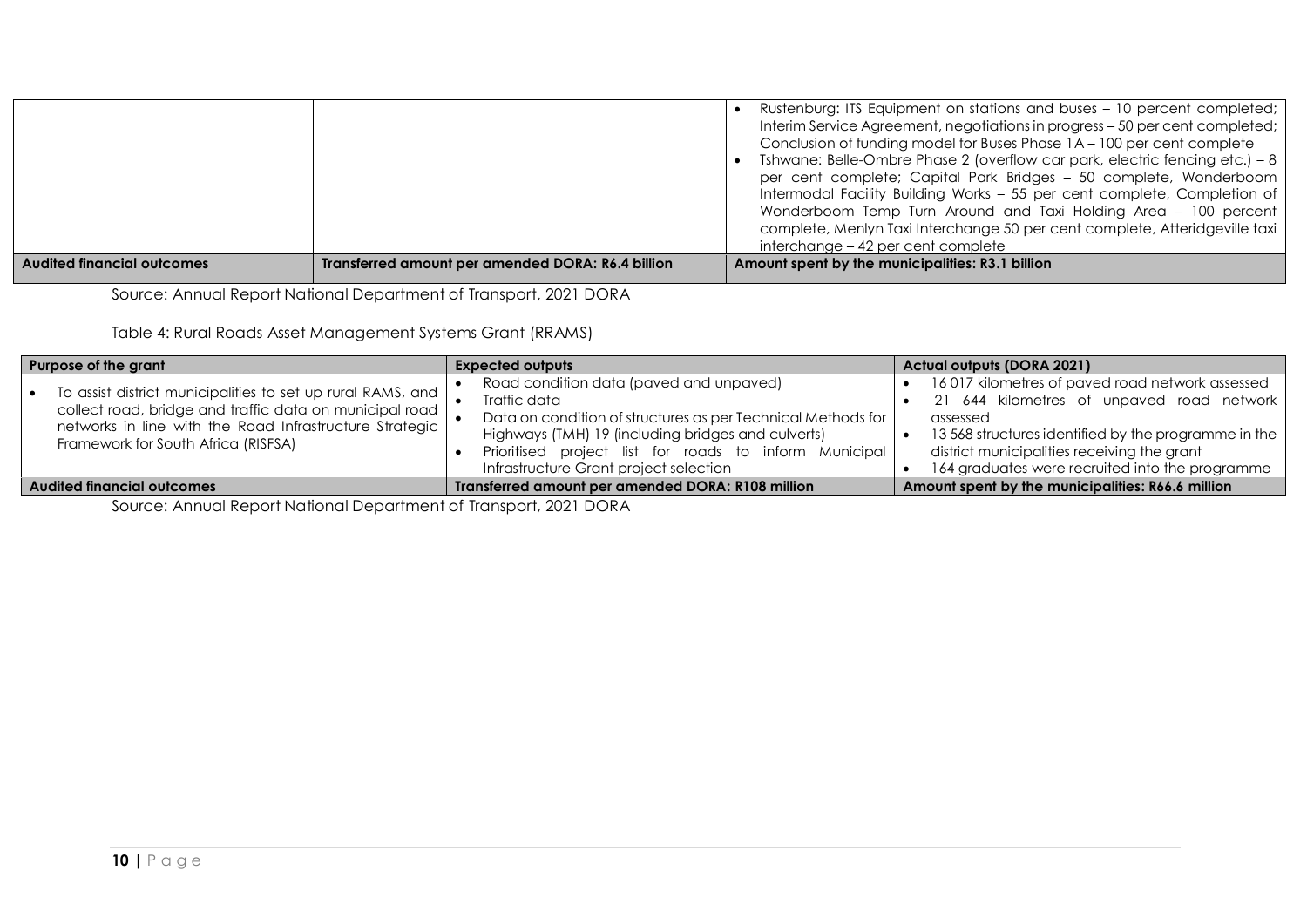| | | |
|---|---|---|
| | | • Rustenburg: ITS Equipment on stations and buses – 10 percent completed; Interim Service Agreement, negotiations in progress – 50 per cent completed; Conclusion of funding model for Buses Phase 1A – 100 per cent complete<br>• Tshwane: Belle-Ombre Phase 2 (overflow car park, electric fencing etc.) – 8 per cent complete; Capital Park Bridges – 50 complete, Wonderboom Intermodal Facility Building Works – 55 per cent complete, Completion of Wonderboom Temp Turn Around and Taxi Holding Area – 100 percent complete, Menlyn Taxi Interchange 50 per cent complete, Atteridgeville taxi interchange – 42 per cent complete |
| **Audited financial outcomes** | **Transferred amount per amended DORA: R6.4 billion** | **Amount spent by the municipalities: R3.1 billion** |

Source: Annual Report National Department of Transport, 2021 DORA

Table 4: Rural Roads Asset Management Systems Grant (RRAMS)

| Purpose of the grant | Expected outputs | Actual outputs (DORA 2021) |
|---|---|---|
| • To assist district municipalities to set up rural RAMS, and collect road, bridge and traffic data on municipal road networks in line with the Road Infrastructure Strategic Framework for South Africa (RISFSA) | • Road condition data (paved and unpaved)<br>• Traffic data<br>• Data on condition of structures as per Technical Methods for Highways (TMH) 19 (including bridges and culverts)<br>• Prioritised project list for roads to inform Municipal Infrastructure Grant project selection | • 16 017 kilometres of paved road network assessed<br>• 21 644 kilometres of unpaved road network assessed<br>• 13 568 structures identified by the programme in the district municipalities receiving the grant<br>• 164 graduates were recruited into the programme |
| **Audited financial outcomes** | **Transferred amount per amended DORA: R108 million** | **Amount spent by the municipalities: R66.6 million** |

Source: Annual Report National Department of Transport, 2021 DORA